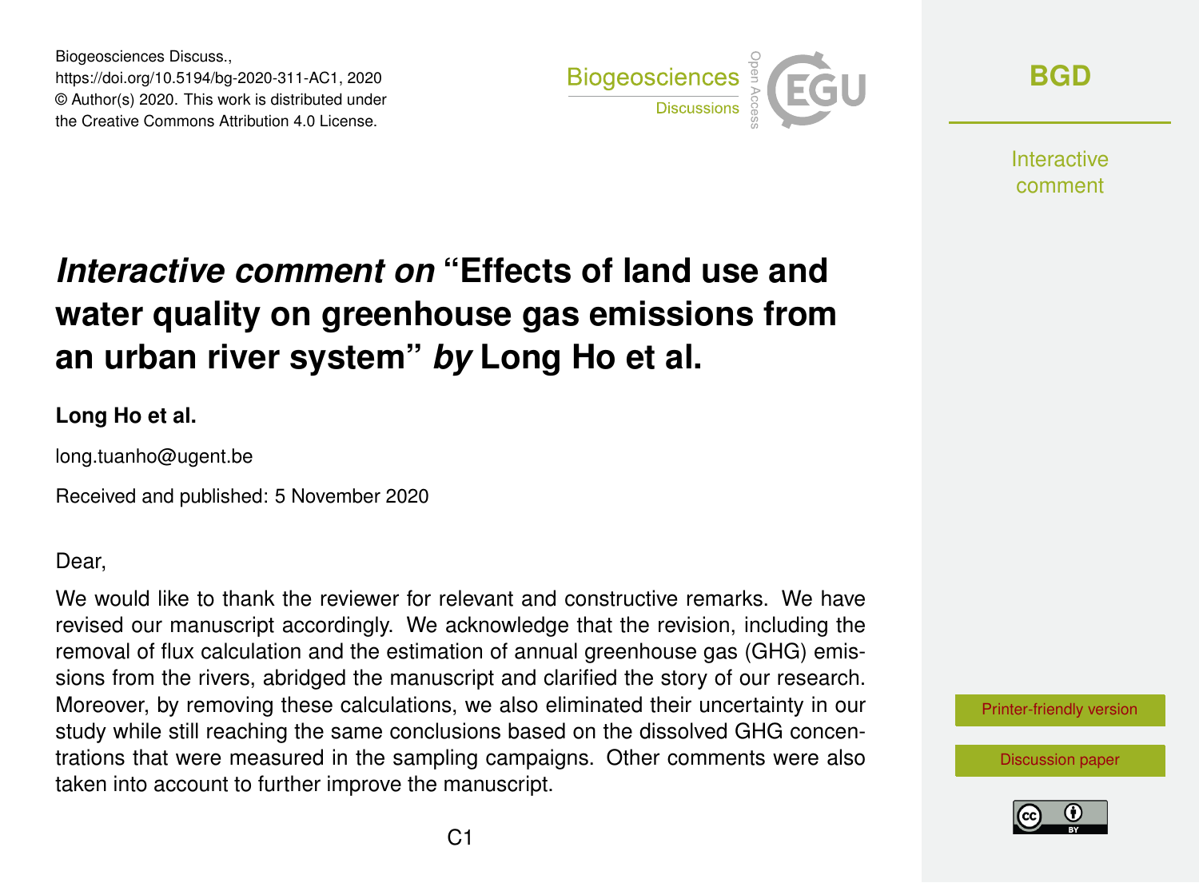# *Interactive comment on* "Effects of land use and water quality on greenhouse gas emissions from an urban river system" *by* Long Ho et al.

**Long Ho et al.**

long.tuanho@ugent.be

Received and published: 5 November 2020

Dear,

We would like to thank the reviewer for relevant and constructive remarks. We have revised our manuscript accordingly. We acknowledge that the revision, including the removal of flux calculation and the estimation of annual greenhouse gas (GHG) emissions from the rivers, abridged the manuscript and clarified the story of our research. Moreover, by removing these calculations, we also eliminated their uncertainty in our study while still reaching the same conclusions based on the dissolved GHG concentrations that were measured in the sampling campaigns. Other comments were also taken into account to further improve the manuscript.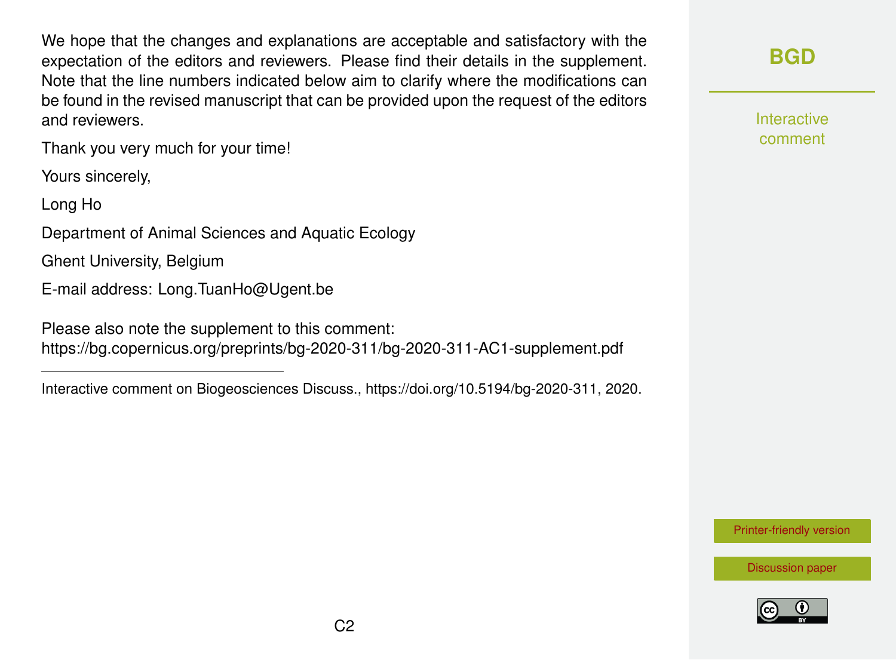We hope that the changes and explanations are acceptable and satisfactory with the expectation of the editors and reviewers. Please find their details in the supplement. Note that the line numbers indicated below aim to clarify where the modifications can be found in the revised manuscript that can be provided upon the request of the editors and reviewers.

Thank you very much for your time!

Yours sincerely,

Long Ho

Department of Animal Sciences and Aquatic Ecology

Ghent University, Belgium

E-mail address: Long.TuanHo@Ugent.be

Please also note the supplement to this comment:
https://bg.copernicus.org/preprints/bg-2020-311/bg-2020-311-AC1-supplement.pdf

---

Interactive comment on Biogeosciences Discuss., https://doi.org/10.5194/bg-2020-311, 2020.